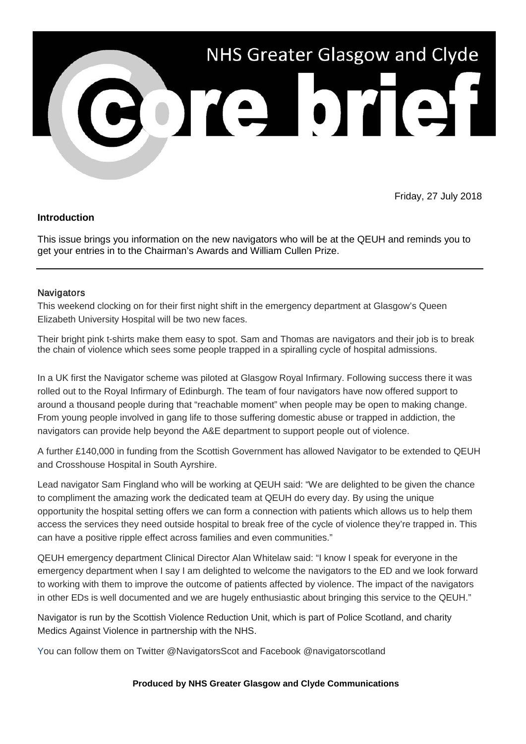# NHS Greater Glasgow and Clyde

# core brief

Friday, 27 July 2018

**Introduction**

This issue brings you information on the new navigators who will be at the QEUH and reminds you to get your entries in to the Chairman's Awards and William Cullen Prize.

---

## Navigators

This weekend clocking on for their first night shift in the emergency department at Glasgow's Queen Elizabeth University Hospital will be two new faces.

Their bright pink t-shirts make them easy to spot. Sam and Thomas are navigators and their job is to break the chain of violence which sees some people trapped in a spiralling cycle of hospital admissions.

In a UK first the Navigator scheme was piloted at Glasgow Royal Infirmary. Following success there it was rolled out to the Royal Infirmary of Edinburgh. The team of four navigators have now offered support to around a thousand people during that "reachable moment" when people may be open to making change. From young people involved in gang life to those suffering domestic abuse or trapped in addiction, the navigators can provide help beyond the A&E department to support people out of violence.

A further £140,000 in funding from the Scottish Government has allowed Navigator to be extended to QEUH and Crosshouse Hospital in South Ayrshire.

Lead navigator Sam Fingland who will be working at QEUH said: "We are delighted to be given the chance to compliment the amazing work the dedicated team at QEUH do every day. By using the unique opportunity the hospital setting offers we can form a connection with patients which allows us to help them access the services they need outside hospital to break free of the cycle of violence they're trapped in. This can have a positive ripple effect across families and even communities."

QEUH emergency department Clinical Director Alan Whitelaw said: "I know I speak for everyone in the emergency department when I say I am delighted to welcome the navigators to the ED and we look forward to working with them to improve the outcome of patients affected by violence. The impact of the navigators in other EDs is well documented and we are hugely enthusiastic about bringing this service to the QEUH."

Navigator is run by the Scottish Violence Reduction Unit, which is part of Police Scotland, and charity Medics Against Violence in partnership with the NHS.

You can follow them on Twitter @NavigatorsScot and Facebook @navigatorscotland

**Produced by NHS Greater Glasgow and Clyde Communications**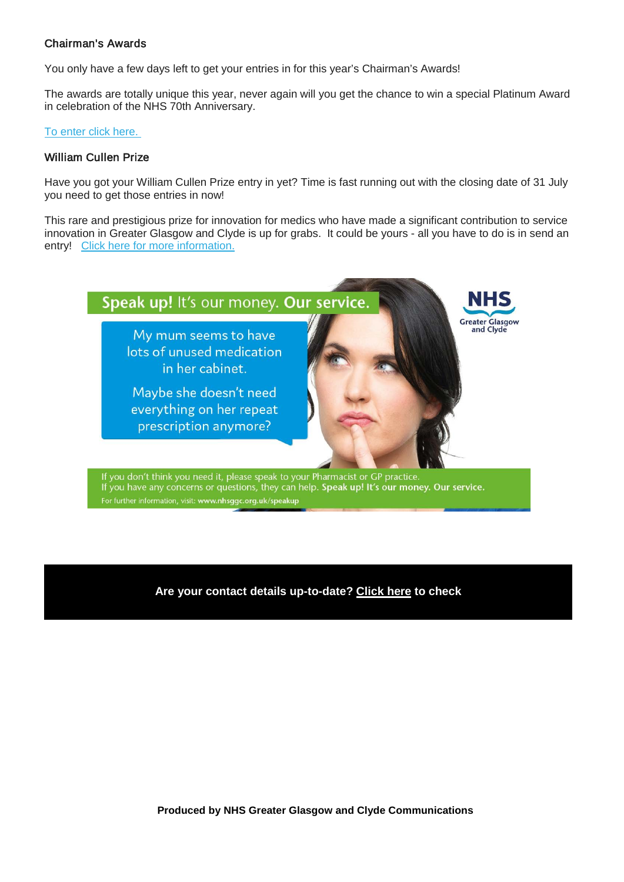### Chairman's Awards

You only have a few days left to get your entries in for this year's Chairman's Awards!

The awards are totally unique this year, never again will you get the chance to win a special Platinum Award in celebration of the NHS 70th Anniversary.

To enter click here.

### William Cullen Prize

Have you got your William Cullen Prize entry in yet? Time is fast running out with the closing date of 31 July you need to get those entries in now!

This rare and prestigious prize for innovation for medics who have made a significant contribution to service innovation in Greater Glasgow and Clyde is up for grabs. It could be yours - all you have to do is in send an entry! Click here for more information.

**Speak up!** It's our money. **Our service.**

NHS Greater Glasgow and Clyde

My mum seems to have lots of unused medication in her cabinet.

Maybe she doesn't need everything on her repeat prescription anymore?

If you don't think you need it, please speak to your Pharmacist or GP practice.
If you have any concerns or questions, they can help. **Speak up! It's our money. Our service.**
For further information, visit: **www.nhsggc.org.uk/speakup**

**Are your contact details up-to-date? Click here to check**

**Produced by NHS Greater Glasgow and Clyde Communications**